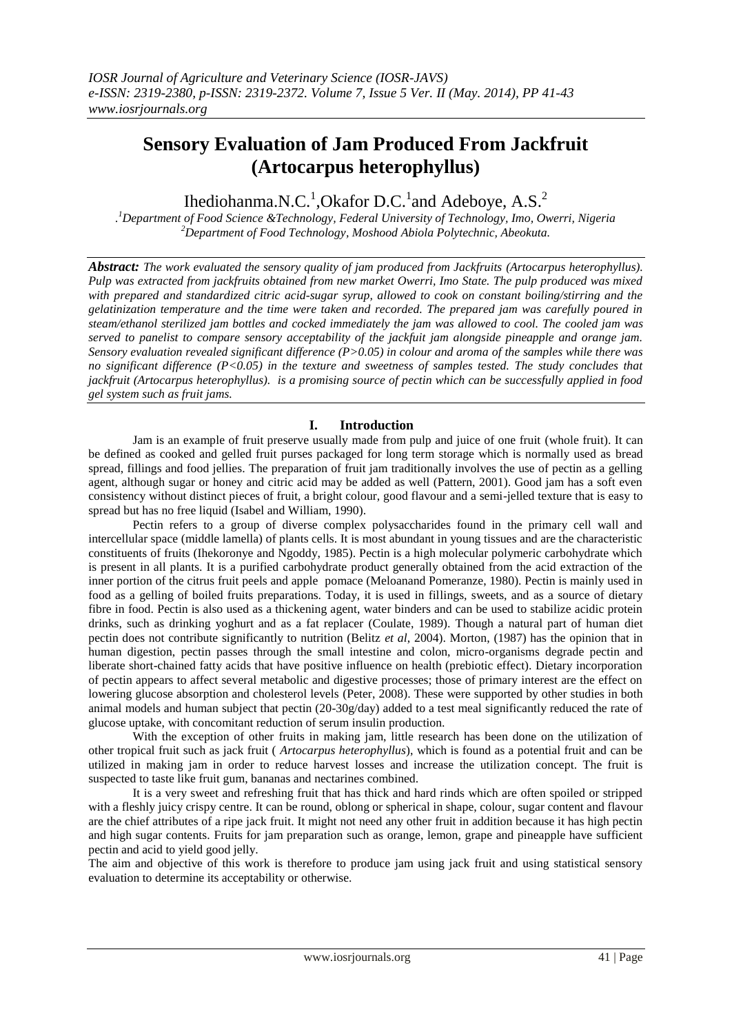# Sensory Evaluation of Jam Produced From Jackfruit (Artocarpus heterophyllus)

Ihediohanma.N.C.[1],Okafor D.C.[1]and Adeboye, A.S.[2]

.[1]Department of Food Science &Technology, Federal University of Technology, Imo, Owerri, Nigeria
[2]Department of Food Technology, Moshood Abiola Polytechnic, Abeokuta.

***Abstract:*** *The work evaluated the sensory quality of jam produced from Jackfruits (Artocarpus heterophyllus). Pulp was extracted from jackfruits obtained from new market Owerri, Imo State. The pulp produced was mixed with prepared and standardized citric acid-sugar syrup, allowed to cook on constant boiling/stirring and the gelatinization temperature and the time were taken and recorded. The prepared jam was carefully poured in steam/ethanol sterilized jam bottles and cocked immediately the jam was allowed to cool. The cooled jam was served to panelist to compare sensory acceptability of the jackfuit jam alongside pineapple and orange jam. Sensory evaluation revealed significant difference ($P>0.05$) in colour and aroma of the samples while there was no significant difference ($P<0.05$) in the texture and sweetness of samples tested. The study concludes that jackfruit (Artocarpus heterophyllus). is a promising source of pectin which can be successfully applied in food gel system such as fruit jams.*

## I. Introduction

Jam is an example of fruit preserve usually made from pulp and juice of one fruit (whole fruit). It can be defined as cooked and gelled fruit purses packaged for long term storage which is normally used as bread spread, fillings and food jellies. The preparation of fruit jam traditionally involves the use of pectin as a gelling agent, although sugar or honey and citric acid may be added as well (Pattern, 2001). Good jam has a soft even consistency without distinct pieces of fruit, a bright colour, good flavour and a semi-jelled texture that is easy to spread but has no free liquid (Isabel and William, 1990).

Pectin refers to a group of diverse complex polysaccharides found in the primary cell wall and intercellular space (middle lamella) of plants cells. It is most abundant in young tissues and are the characteristic constituents of fruits (Ihekoronye and Ngoddy, 1985). Pectin is a high molecular polymeric carbohydrate which is present in all plants. It is a purified carbohydrate product generally obtained from the acid extraction of the inner portion of the citrus fruit peels and apple pomace (Meloanand Pomeranze, 1980). Pectin is mainly used in food as a gelling of boiled fruits preparations. Today, it is used in fillings, sweets, and as a source of dietary fibre in food. Pectin is also used as a thickening agent, water binders and can be used to stabilize acidic protein drinks, such as drinking yoghurt and as a fat replacer (Coulate, 1989). Though a natural part of human diet pectin does not contribute significantly to nutrition (Belitz *et al*, 2004). Morton, (1987) has the opinion that in human digestion, pectin passes through the small intestine and colon, micro-organisms degrade pectin and liberate short-chained fatty acids that have positive influence on health (prebiotic effect). Dietary incorporation of pectin appears to affect several metabolic and digestive processes; those of primary interest are the effect on lowering glucose absorption and cholesterol levels (Peter, 2008). These were supported by other studies in both animal models and human subject that pectin (20-30g/day) added to a test meal significantly reduced the rate of glucose uptake, with concomitant reduction of serum insulin production.

With the exception of other fruits in making jam, little research has been done on the utilization of other tropical fruit such as jack fruit ( *Artocarpus heterophyllus*), which is found as a potential fruit and can be utilized in making jam in order to reduce harvest losses and increase the utilization concept. The fruit is suspected to taste like fruit gum, bananas and nectarines combined.

It is a very sweet and refreshing fruit that has thick and hard rinds which are often spoiled or stripped with a fleshly juicy crispy centre. It can be round, oblong or spherical in shape, colour, sugar content and flavour are the chief attributes of a ripe jack fruit. It might not need any other fruit in addition because it has high pectin and high sugar contents. Fruits for jam preparation such as orange, lemon, grape and pineapple have sufficient pectin and acid to yield good jelly.

The aim and objective of this work is therefore to produce jam using jack fruit and using statistical sensory evaluation to determine its acceptability or otherwise.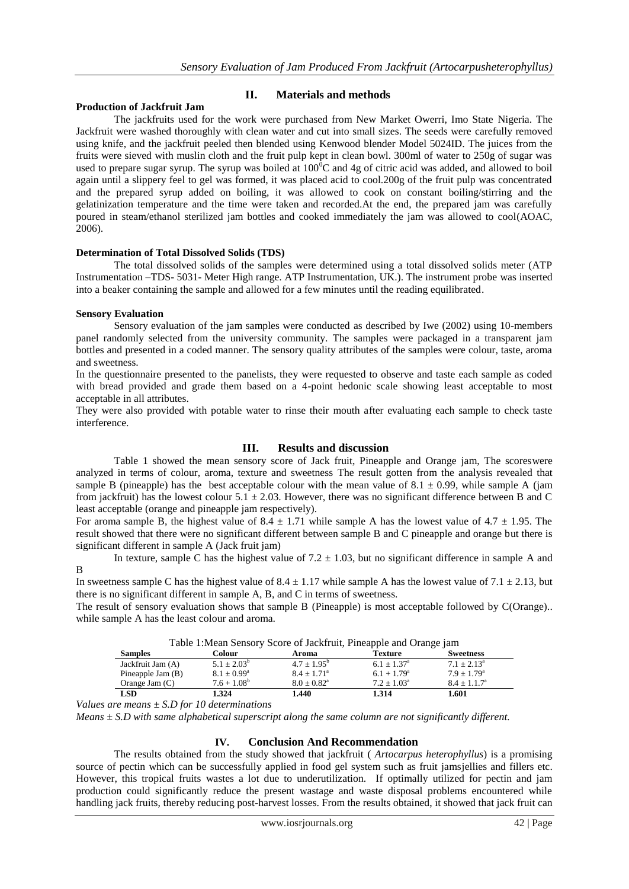## II. Materials and methods

**Production of Jackfruit Jam**

The jackfruits used for the work were purchased from New Market Owerri, Imo State Nigeria. The Jackfruit were washed thoroughly with clean water and cut into small sizes. The seeds were carefully removed using knife, and the jackfruit peeled then blended using Kenwood blender Model 5024ID. The juices from the fruits were sieved with muslin cloth and the fruit pulp kept in clean bowl. 300ml of water to 250g of sugar was used to prepare sugar syrup. The syrup was boiled at $100^0$C and 4g of citric acid was added, and allowed to boil again until a slippery feel to gel was formed, it was placed acid to cool.200g of the fruit pulp was concentrated and the prepared syrup added on boiling, it was allowed to cook on constant boiling/stirring and the gelatinization temperature and the time were taken and recorded.At the end, the prepared jam was carefully poured in steam/ethanol sterilized jam bottles and cooked immediately the jam was allowed to cool(AOAC, 2006).

**Determination of Total Dissolved Solids (TDS)**

The total dissolved solids of the samples were determined using a total dissolved solids meter (ATP Instrumentation –TDS- 5031- Meter High range. ATP Instrumentation, UK.). The instrument probe was inserted into a beaker containing the sample and allowed for a few minutes until the reading equilibrated.

**Sensory Evaluation**

Sensory evaluation of the jam samples were conducted as described by Iwe (2002) using 10-members panel randomly selected from the university community. The samples were packaged in a transparent jam bottles and presented in a coded manner. The sensory quality attributes of the samples were colour, taste, aroma and sweetness.

In the questionnaire presented to the panelists, they were requested to observe and taste each sample as coded with bread provided and grade them based on a 4-point hedonic scale showing least acceptable to most acceptable in all attributes.

They were also provided with potable water to rinse their mouth after evaluating each sample to check taste interference.

## III. Results and discussion

Table 1 showed the mean sensory score of Jack fruit, Pineapple and Orange jam, The scoreswere analyzed in terms of colour, aroma, texture and sweetness The result gotten from the analysis revealed that sample B (pineapple) has the best acceptable colour with the mean value of $8.1 \pm 0.99$, while sample A (jam from jackfruit) has the lowest colour $5.1 \pm 2.03$. However, there was no significant difference between B and C least acceptable (orange and pineapple jam respectively).

For aroma sample B, the highest value of $8.4 \pm 1.71$ while sample A has the lowest value of $4.7 \pm 1.95$. The result showed that there were no significant different between sample B and C pineapple and orange but there is significant different in sample A (Jack fruit jam)

In texture, sample C has the highest value of $7.2 \pm 1.03$, but no significant difference in sample A and B

In sweetness sample C has the highest value of $8.4 \pm 1.17$ while sample A has the lowest value of $7.1 \pm 2.13$, but there is no significant different in sample A, B, and C in terms of sweetness.

The result of sensory evaluation shows that sample B (Pineapple) is most acceptable followed by C(Orange).. while sample A has the least colour and aroma.

Table 1:Mean Sensory Score of Jackfruit, Pineapple and Orange jam

| Samples | Colour | Aroma | Texture | Sweetness |
|---|---|---|---|---|
| Jackfruit Jam (A) | $5.1 \pm 2.03^b$ | $4.7 \pm 1.95^b$ | $6.1 \pm 1.37^a$ | $7.1 \pm 2.13^a$ |
| Pineapple Jam (B) | $8.1 \pm 0.99^a$ | $8.4 \pm 1.71^a$ | $6.1 + 1.79^a$ | $7.9 \pm 1.79^a$ |
| Orange Jam (C) | $7.6 + 1.08^b$ | $8.0 \pm 0.82^a$ | $7.2 \pm 1.03^a$ | $8.4 \pm 1.1.7^a$ |
| **LSD** | **1.324** | **1.440** | **1.314** | **1.601** |

*Values are means ± S.D for 10 determinations*

*Means ± S.D with same alphabetical superscript along the same column are not significantly different.*

## IV. Conclusion And Recommendation

The results obtained from the study showed that jackfruit ( *Artocarpus heterophyllus*) is a promising source of pectin which can be successfully applied in food gel system such as fruit jamsjellies and fillers etc. However, this tropical fruits wastes a lot due to underutilization. If optimally utilized for pectin and jam production could significantly reduce the present wastage and waste disposal problems encountered while handling jack fruits, thereby reducing post-harvest losses. From the results obtained, it showed that jack fruit can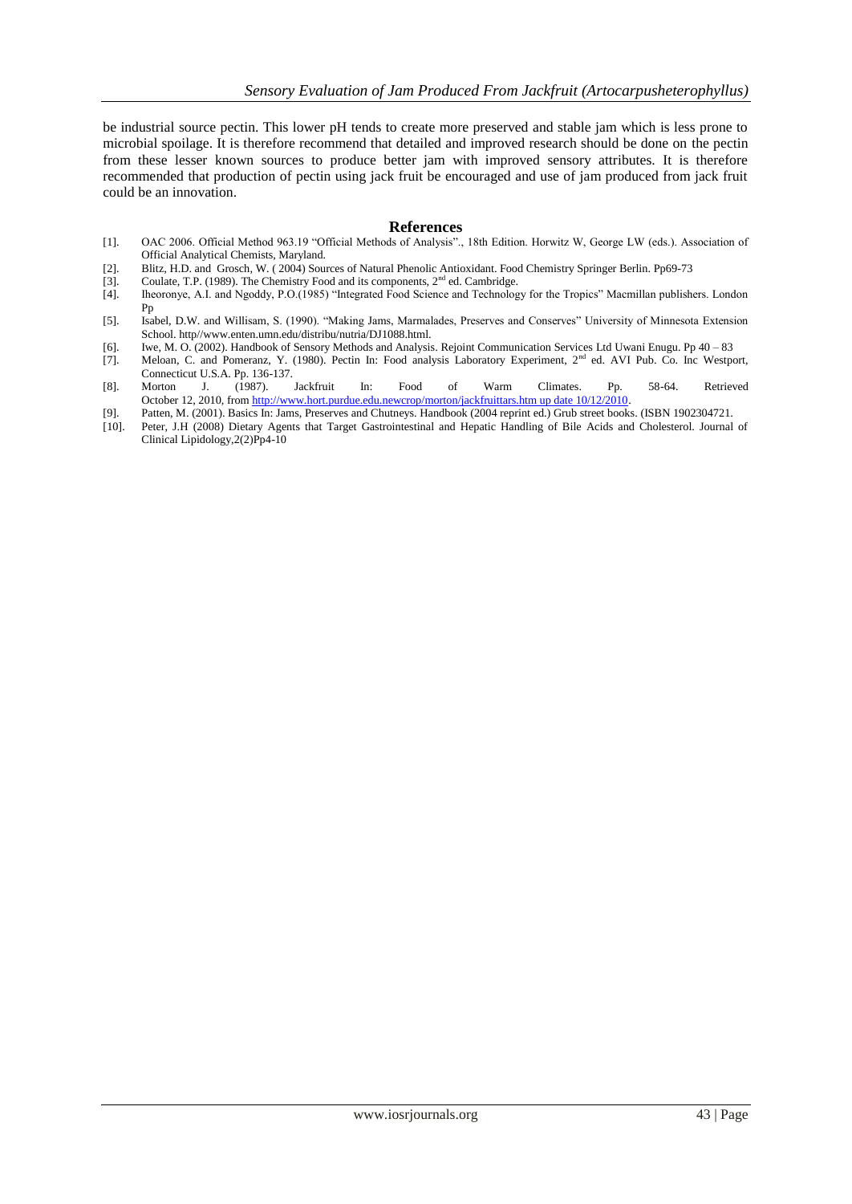be industrial source pectin. This lower pH tends to create more preserved and stable jam which is less prone to microbial spoilage. It is therefore recommend that detailed and improved research should be done on the pectin from these lesser known sources to produce better jam with improved sensory attributes. It is therefore recommended that production of pectin using jack fruit be encouraged and use of jam produced from jack fruit could be an innovation.

## References

[1]. OAC 2006. Official Method 963.19 "Official Methods of Analysis"., 18th Edition. Horwitz W, George LW (eds.). Association of Official Analytical Chemists, Maryland.

[2]. Blitz, H.D. and Grosch, W. ( 2004) Sources of Natural Phenolic Antioxidant. Food Chemistry Springer Berlin. Pp69-73

[3]. Coulate, T.P. (1989). The Chemistry Food and its components, 2nd ed. Cambridge.

[4]. Iheoronye, A.I. and Ngoddy, P.O.(1985) "Integrated Food Science and Technology for the Tropics" Macmillan publishers. London Pp

[5]. Isabel, D.W. and Willisam, S. (1990). "Making Jams, Marmalades, Preserves and Conserves" University of Minnesota Extension School. http//www.enten.umn.edu/distribu/nutria/DJ1088.html.

[6]. Iwe, M. O. (2002). Handbook of Sensory Methods and Analysis. Rejoint Communication Services Ltd Uwani Enugu. Pp 40 – 83

[7]. Meloan, C. and Pomeranz, Y. (1980). Pectin In: Food analysis Laboratory Experiment, 2nd ed. AVI Pub. Co. Inc Westport, Connecticut U.S.A. Pp. 136-137.

[8]. Morton J. (1987). Jackfruit In: Food of Warm Climates. Pp. 58-64. Retrieved October 12, 2010, from http://www.hort.purdue.edu.newcrop/morton/jackfruittars.htm up date 10/12/2010.

[9]. Patten, M. (2001). Basics In: Jams, Preserves and Chutneys. Handbook (2004 reprint ed.) Grub street books. (ISBN 1902304721.

[10]. Peter, J.H (2008) Dietary Agents that Target Gastrointestinal and Hepatic Handling of Bile Acids and Cholesterol. Journal of Clinical Lipidology,2(2)Pp4-10